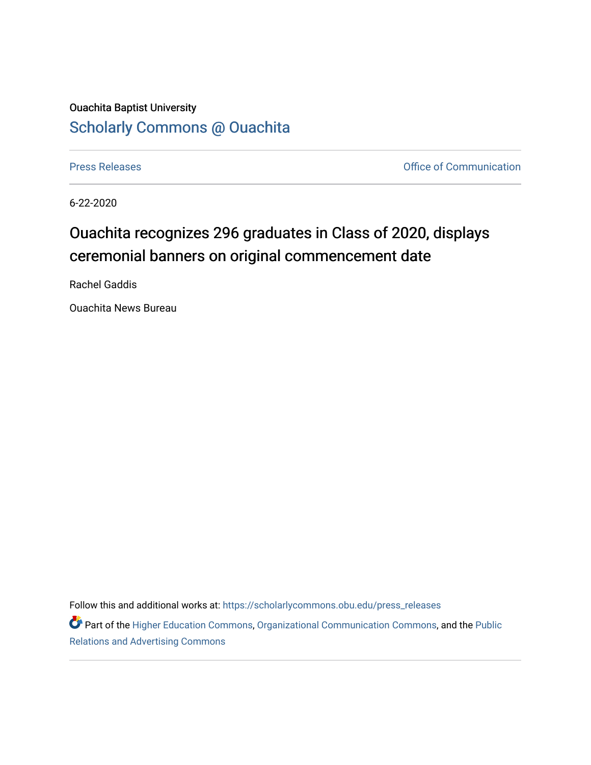Ouachita Baptist University

## Scholarly Commons @ Ouachita

Press Releases | Office of Communication

6-22-2020

# Ouachita recognizes 296 graduates in Class of 2020, displays ceremonial banners on original commencement date

Rachel Gaddis

Ouachita News Bureau

Follow this and additional works at: https://scholarlycommons.obu.edu/press_releases

Part of the Higher Education Commons, Organizational Communication Commons, and the Public Relations and Advertising Commons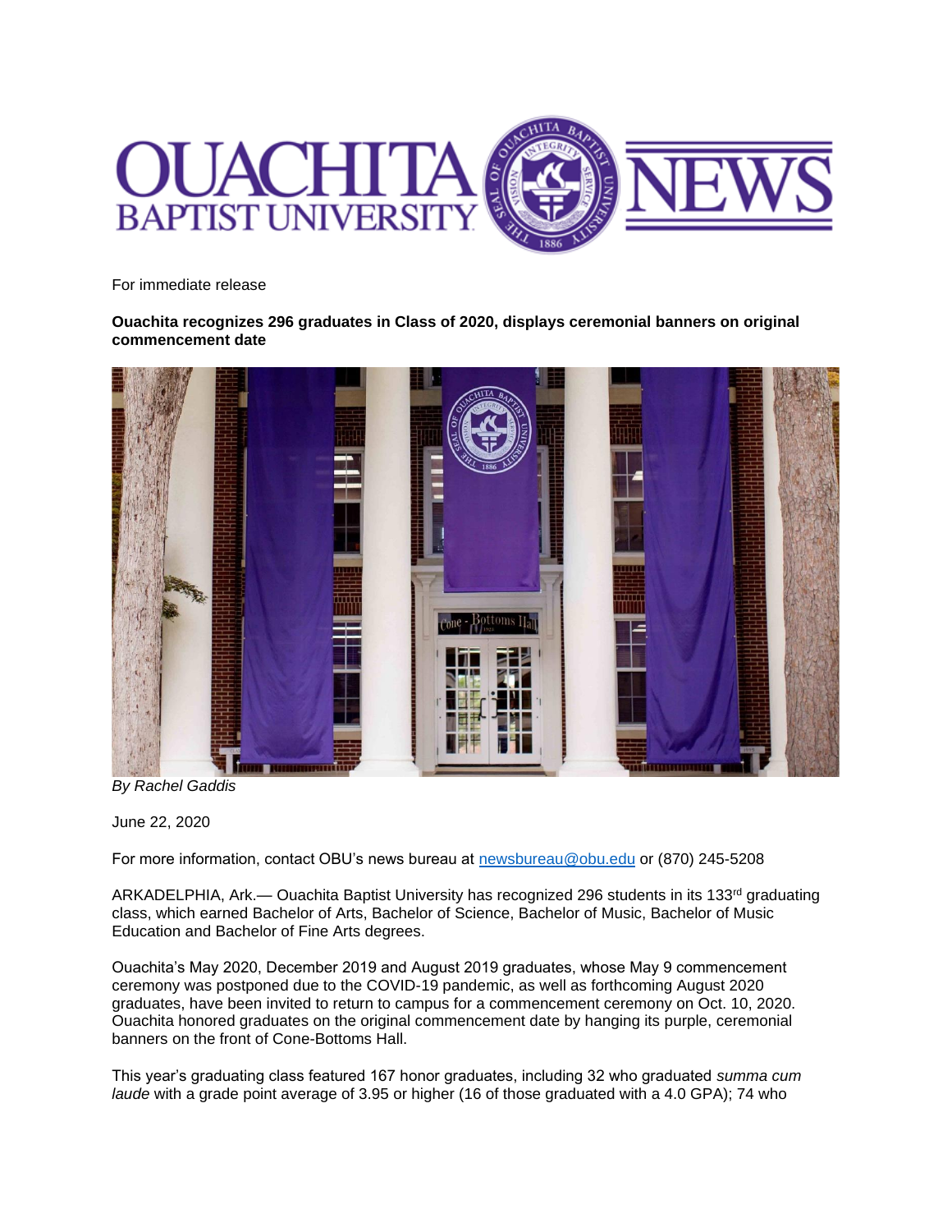For immediate release

**Ouachita recognizes 296 graduates in Class of 2020, displays ceremonial banners on original commencement date**

*By Rachel Gaddis*

June 22, 2020

For more information, contact OBU's news bureau at newsbureau@obu.edu or (870) 245-5208

ARKADELPHIA, Ark.— Ouachita Baptist University has recognized 296 students in its 133rd graduating class, which earned Bachelor of Arts, Bachelor of Science, Bachelor of Music, Bachelor of Music Education and Bachelor of Fine Arts degrees.

Ouachita's May 2020, December 2019 and August 2019 graduates, whose May 9 commencement ceremony was postponed due to the COVID-19 pandemic, as well as forthcoming August 2020 graduates, have been invited to return to campus for a commencement ceremony on Oct. 10, 2020. Ouachita honored graduates on the original commencement date by hanging its purple, ceremonial banners on the front of Cone-Bottoms Hall.

This year's graduating class featured 167 honor graduates, including 32 who graduated *summa cum laude* with a grade point average of 3.95 or higher (16 of those graduated with a 4.0 GPA); 74 who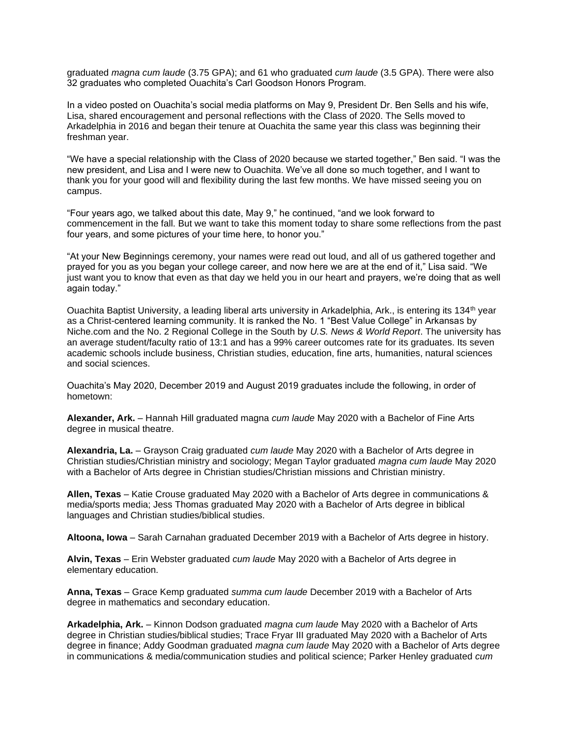graduated *magna cum laude* (3.75 GPA); and 61 who graduated *cum laude* (3.5 GPA). There were also 32 graduates who completed Ouachita's Carl Goodson Honors Program.

In a video posted on Ouachita's social media platforms on May 9, President Dr. Ben Sells and his wife, Lisa, shared encouragement and personal reflections with the Class of 2020. The Sells moved to Arkadelphia in 2016 and began their tenure at Ouachita the same year this class was beginning their freshman year.

"We have a special relationship with the Class of 2020 because we started together," Ben said. "I was the new president, and Lisa and I were new to Ouachita. We've all done so much together, and I want to thank you for your good will and flexibility during the last few months. We have missed seeing you on campus.

"Four years ago, we talked about this date, May 9," he continued, "and we look forward to commencement in the fall. But we want to take this moment today to share some reflections from the past four years, and some pictures of your time here, to honor you."

"At your New Beginnings ceremony, your names were read out loud, and all of us gathered together and prayed for you as you began your college career, and now here we are at the end of it," Lisa said. "We just want you to know that even as that day we held you in our heart and prayers, we're doing that as well again today."

Ouachita Baptist University, a leading liberal arts university in Arkadelphia, Ark., is entering its 134th year as a Christ-centered learning community. It is ranked the No. 1 "Best Value College" in Arkansas by Niche.com and the No. 2 Regional College in the South by *U.S. News & World Report*. The university has an average student/faculty ratio of 13:1 and has a 99% career outcomes rate for its graduates. Its seven academic schools include business, Christian studies, education, fine arts, humanities, natural sciences and social sciences.

Ouachita's May 2020, December 2019 and August 2019 graduates include the following, in order of hometown:

**Alexander, Ark.** – Hannah Hill graduated magna *cum laude* May 2020 with a Bachelor of Fine Arts degree in musical theatre.

**Alexandria, La.** – Grayson Craig graduated *cum laude* May 2020 with a Bachelor of Arts degree in Christian studies/Christian ministry and sociology; Megan Taylor graduated *magna cum laude* May 2020 with a Bachelor of Arts degree in Christian studies/Christian missions and Christian ministry.

**Allen, Texas** – Katie Crouse graduated May 2020 with a Bachelor of Arts degree in communications & media/sports media; Jess Thomas graduated May 2020 with a Bachelor of Arts degree in biblical languages and Christian studies/biblical studies.

**Altoona, Iowa** – Sarah Carnahan graduated December 2019 with a Bachelor of Arts degree in history.

**Alvin, Texas** – Erin Webster graduated *cum laude* May 2020 with a Bachelor of Arts degree in elementary education.

**Anna, Texas** – Grace Kemp graduated *summa cum laude* December 2019 with a Bachelor of Arts degree in mathematics and secondary education.

**Arkadelphia, Ark.** – Kinnon Dodson graduated *magna cum laude* May 2020 with a Bachelor of Arts degree in Christian studies/biblical studies; Trace Fryar III graduated May 2020 with a Bachelor of Arts degree in finance; Addy Goodman graduated *magna cum laude* May 2020 with a Bachelor of Arts degree in communications & media/communication studies and political science; Parker Henley graduated *cum*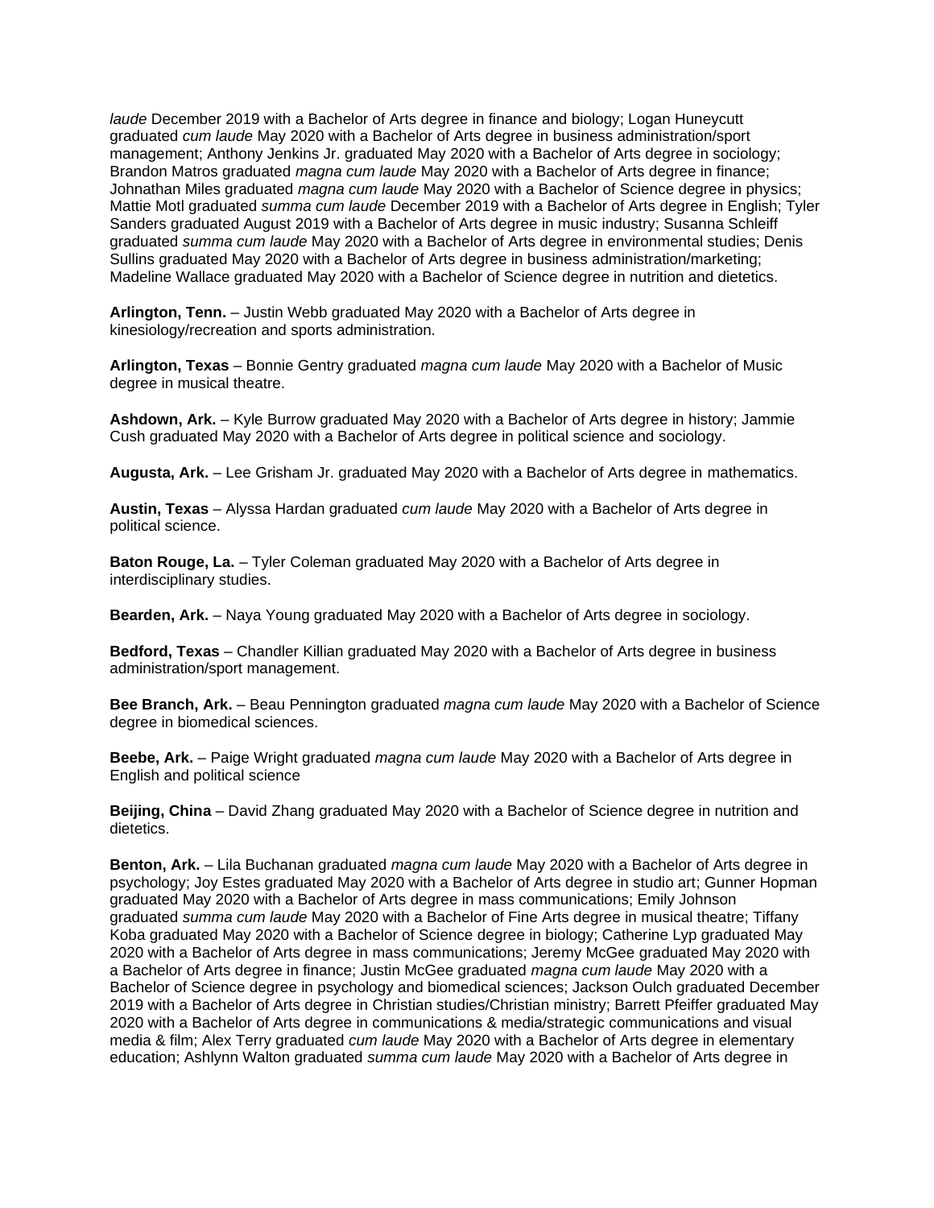*laude* December 2019 with a Bachelor of Arts degree in finance and biology; Logan Huneycutt graduated *cum laude* May 2020 with a Bachelor of Arts degree in business administration/sport management; Anthony Jenkins Jr. graduated May 2020 with a Bachelor of Arts degree in sociology; Brandon Matros graduated *magna cum laude* May 2020 with a Bachelor of Arts degree in finance; Johnathan Miles graduated *magna cum laude* May 2020 with a Bachelor of Science degree in physics; Mattie Motl graduated *summa cum laude* December 2019 with a Bachelor of Arts degree in English; Tyler Sanders graduated August 2019 with a Bachelor of Arts degree in music industry; Susanna Schleiff graduated *summa cum laude* May 2020 with a Bachelor of Arts degree in environmental studies; Denis Sullins graduated May 2020 with a Bachelor of Arts degree in business administration/marketing; Madeline Wallace graduated May 2020 with a Bachelor of Science degree in nutrition and dietetics.

**Arlington, Tenn.** – Justin Webb graduated May 2020 with a Bachelor of Arts degree in kinesiology/recreation and sports administration.

**Arlington, Texas** – Bonnie Gentry graduated *magna cum laude* May 2020 with a Bachelor of Music degree in musical theatre.

**Ashdown, Ark.** – Kyle Burrow graduated May 2020 with a Bachelor of Arts degree in history; Jammie Cush graduated May 2020 with a Bachelor of Arts degree in political science and sociology.

**Augusta, Ark.** – Lee Grisham Jr. graduated May 2020 with a Bachelor of Arts degree in mathematics.

**Austin, Texas** – Alyssa Hardan graduated *cum laude* May 2020 with a Bachelor of Arts degree in political science.

**Baton Rouge, La.** – Tyler Coleman graduated May 2020 with a Bachelor of Arts degree in interdisciplinary studies.

**Bearden, Ark.** – Naya Young graduated May 2020 with a Bachelor of Arts degree in sociology.

**Bedford, Texas** – Chandler Killian graduated May 2020 with a Bachelor of Arts degree in business administration/sport management.

**Bee Branch, Ark.** – Beau Pennington graduated *magna cum laude* May 2020 with a Bachelor of Science degree in biomedical sciences.

**Beebe, Ark.** – Paige Wright graduated *magna cum laude* May 2020 with a Bachelor of Arts degree in English and political science

**Beijing, China** – David Zhang graduated May 2020 with a Bachelor of Science degree in nutrition and dietetics.

**Benton, Ark.** – Lila Buchanan graduated *magna cum laude* May 2020 with a Bachelor of Arts degree in psychology; Joy Estes graduated May 2020 with a Bachelor of Arts degree in studio art; Gunner Hopman graduated May 2020 with a Bachelor of Arts degree in mass communications; Emily Johnson graduated *summa cum laude* May 2020 with a Bachelor of Fine Arts degree in musical theatre; Tiffany Koba graduated May 2020 with a Bachelor of Science degree in biology; Catherine Lyp graduated May 2020 with a Bachelor of Arts degree in mass communications; Jeremy McGee graduated May 2020 with a Bachelor of Arts degree in finance; Justin McGee graduated *magna cum laude* May 2020 with a Bachelor of Science degree in psychology and biomedical sciences; Jackson Oulch graduated December 2019 with a Bachelor of Arts degree in Christian studies/Christian ministry; Barrett Pfeiffer graduated May 2020 with a Bachelor of Arts degree in communications & media/strategic communications and visual media & film; Alex Terry graduated *cum laude* May 2020 with a Bachelor of Arts degree in elementary education; Ashlynn Walton graduated *summa cum laude* May 2020 with a Bachelor of Arts degree in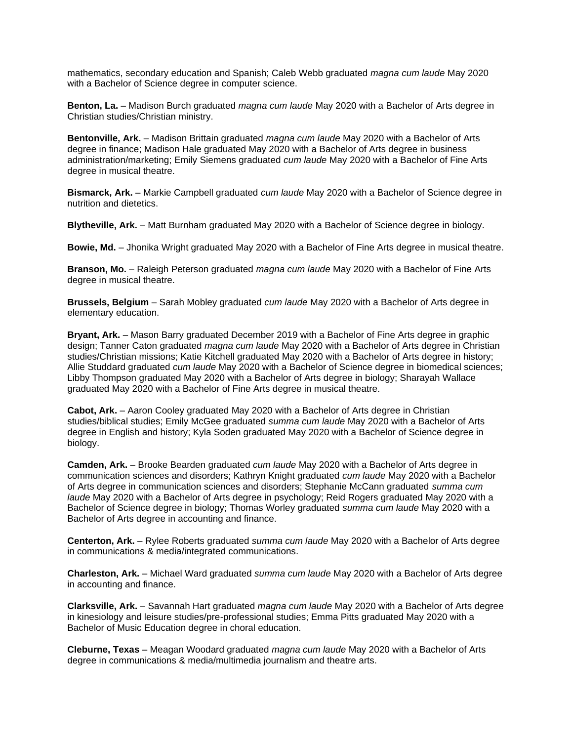mathematics, secondary education and Spanish; Caleb Webb graduated *magna cum laude* May 2020 with a Bachelor of Science degree in computer science.

**Benton, La.** – Madison Burch graduated *magna cum laude* May 2020 with a Bachelor of Arts degree in Christian studies/Christian ministry.

**Bentonville, Ark.** – Madison Brittain graduated *magna cum laude* May 2020 with a Bachelor of Arts degree in finance; Madison Hale graduated May 2020 with a Bachelor of Arts degree in business administration/marketing; Emily Siemens graduated *cum laude* May 2020 with a Bachelor of Fine Arts degree in musical theatre.

**Bismarck, Ark.** – Markie Campbell graduated *cum laude* May 2020 with a Bachelor of Science degree in nutrition and dietetics.

**Blytheville, Ark.** – Matt Burnham graduated May 2020 with a Bachelor of Science degree in biology.

**Bowie, Md.** – Jhonika Wright graduated May 2020 with a Bachelor of Fine Arts degree in musical theatre.

**Branson, Mo.** – Raleigh Peterson graduated *magna cum laude* May 2020 with a Bachelor of Fine Arts degree in musical theatre.

**Brussels, Belgium** – Sarah Mobley graduated *cum laude* May 2020 with a Bachelor of Arts degree in elementary education.

**Bryant, Ark.** – Mason Barry graduated December 2019 with a Bachelor of Fine Arts degree in graphic design; Tanner Caton graduated *magna cum laude* May 2020 with a Bachelor of Arts degree in Christian studies/Christian missions; Katie Kitchell graduated May 2020 with a Bachelor of Arts degree in history; Allie Studdard graduated *cum laude* May 2020 with a Bachelor of Science degree in biomedical sciences; Libby Thompson graduated May 2020 with a Bachelor of Arts degree in biology; Sharayah Wallace graduated May 2020 with a Bachelor of Fine Arts degree in musical theatre.

**Cabot, Ark.** – Aaron Cooley graduated May 2020 with a Bachelor of Arts degree in Christian studies/biblical studies; Emily McGee graduated *summa cum laude* May 2020 with a Bachelor of Arts degree in English and history; Kyla Soden graduated May 2020 with a Bachelor of Science degree in biology.

**Camden, Ark.** – Brooke Bearden graduated *cum laude* May 2020 with a Bachelor of Arts degree in communication sciences and disorders; Kathryn Knight graduated *cum laude* May 2020 with a Bachelor of Arts degree in communication sciences and disorders; Stephanie McCann graduated *summa cum laude* May 2020 with a Bachelor of Arts degree in psychology; Reid Rogers graduated May 2020 with a Bachelor of Science degree in biology; Thomas Worley graduated *summa cum laude* May 2020 with a Bachelor of Arts degree in accounting and finance.

**Centerton, Ark.** – Rylee Roberts graduated *summa cum laude* May 2020 with a Bachelor of Arts degree in communications & media/integrated communications.

**Charleston, Ark.** – Michael Ward graduated *summa cum laude* May 2020 with a Bachelor of Arts degree in accounting and finance.

**Clarksville, Ark.** – Savannah Hart graduated *magna cum laude* May 2020 with a Bachelor of Arts degree in kinesiology and leisure studies/pre-professional studies; Emma Pitts graduated May 2020 with a Bachelor of Music Education degree in choral education.

**Cleburne, Texas** – Meagan Woodard graduated *magna cum laude* May 2020 with a Bachelor of Arts degree in communications & media/multimedia journalism and theatre arts.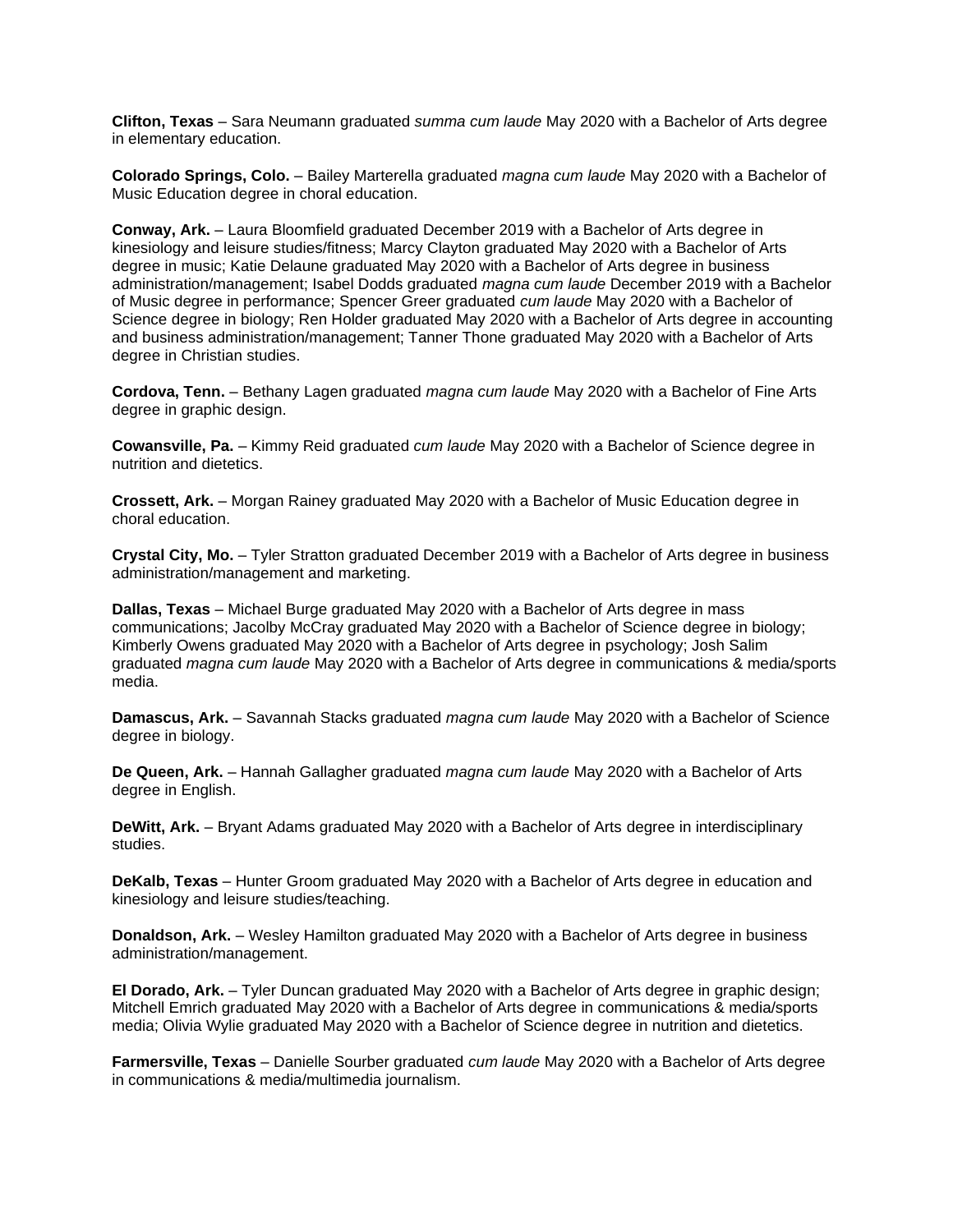**Clifton, Texas** – Sara Neumann graduated *summa cum laude* May 2020 with a Bachelor of Arts degree in elementary education.

**Colorado Springs, Colo.** – Bailey Marterella graduated *magna cum laude* May 2020 with a Bachelor of Music Education degree in choral education.

**Conway, Ark.** – Laura Bloomfield graduated December 2019 with a Bachelor of Arts degree in kinesiology and leisure studies/fitness; Marcy Clayton graduated May 2020 with a Bachelor of Arts degree in music; Katie Delaune graduated May 2020 with a Bachelor of Arts degree in business administration/management; Isabel Dodds graduated *magna cum laude* December 2019 with a Bachelor of Music degree in performance; Spencer Greer graduated *cum laude* May 2020 with a Bachelor of Science degree in biology; Ren Holder graduated May 2020 with a Bachelor of Arts degree in accounting and business administration/management; Tanner Thone graduated May 2020 with a Bachelor of Arts degree in Christian studies.

**Cordova, Tenn.** – Bethany Lagen graduated *magna cum laude* May 2020 with a Bachelor of Fine Arts degree in graphic design.

**Cowansville, Pa.** – Kimmy Reid graduated *cum laude* May 2020 with a Bachelor of Science degree in nutrition and dietetics.

**Crossett, Ark.** – Morgan Rainey graduated May 2020 with a Bachelor of Music Education degree in choral education.

**Crystal City, Mo.** – Tyler Stratton graduated December 2019 with a Bachelor of Arts degree in business administration/management and marketing.

**Dallas, Texas** – Michael Burge graduated May 2020 with a Bachelor of Arts degree in mass communications; Jacolby McCray graduated May 2020 with a Bachelor of Science degree in biology; Kimberly Owens graduated May 2020 with a Bachelor of Arts degree in psychology; Josh Salim graduated *magna cum laude* May 2020 with a Bachelor of Arts degree in communications & media/sports media.

**Damascus, Ark.** – Savannah Stacks graduated *magna cum laude* May 2020 with a Bachelor of Science degree in biology.

**De Queen, Ark.** – Hannah Gallagher graduated *magna cum laude* May 2020 with a Bachelor of Arts degree in English.

**DeWitt, Ark.** – Bryant Adams graduated May 2020 with a Bachelor of Arts degree in interdisciplinary studies.

**DeKalb, Texas** – Hunter Groom graduated May 2020 with a Bachelor of Arts degree in education and kinesiology and leisure studies/teaching.

**Donaldson, Ark.** – Wesley Hamilton graduated May 2020 with a Bachelor of Arts degree in business administration/management.

**El Dorado, Ark.** – Tyler Duncan graduated May 2020 with a Bachelor of Arts degree in graphic design; Mitchell Emrich graduated May 2020 with a Bachelor of Arts degree in communications & media/sports media; Olivia Wylie graduated May 2020 with a Bachelor of Science degree in nutrition and dietetics.

**Farmersville, Texas** – Danielle Sourber graduated *cum laude* May 2020 with a Bachelor of Arts degree in communications & media/multimedia journalism.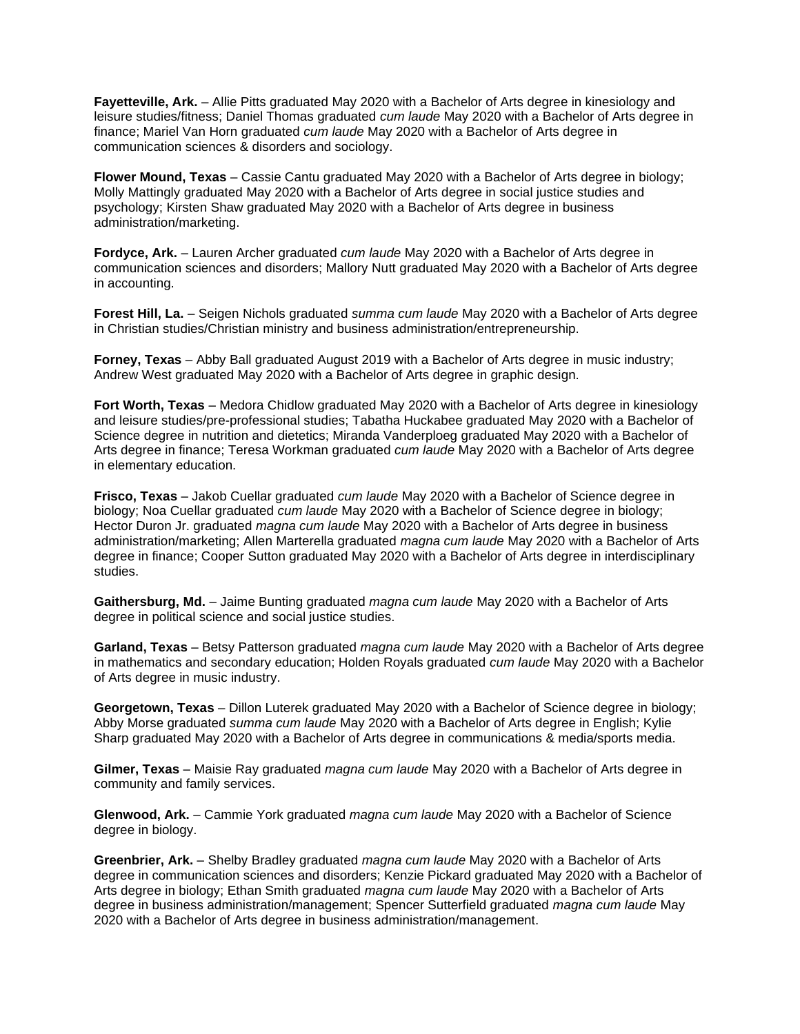**Fayetteville, Ark.** – Allie Pitts graduated May 2020 with a Bachelor of Arts degree in kinesiology and leisure studies/fitness; Daniel Thomas graduated *cum laude* May 2020 with a Bachelor of Arts degree in finance; Mariel Van Horn graduated *cum laude* May 2020 with a Bachelor of Arts degree in communication sciences & disorders and sociology.

**Flower Mound, Texas** – Cassie Cantu graduated May 2020 with a Bachelor of Arts degree in biology; Molly Mattingly graduated May 2020 with a Bachelor of Arts degree in social justice studies and psychology; Kirsten Shaw graduated May 2020 with a Bachelor of Arts degree in business administration/marketing.

**Fordyce, Ark.** – Lauren Archer graduated *cum laude* May 2020 with a Bachelor of Arts degree in communication sciences and disorders; Mallory Nutt graduated May 2020 with a Bachelor of Arts degree in accounting.

**Forest Hill, La.** – Seigen Nichols graduated *summa cum laude* May 2020 with a Bachelor of Arts degree in Christian studies/Christian ministry and business administration/entrepreneurship.

**Forney, Texas** – Abby Ball graduated August 2019 with a Bachelor of Arts degree in music industry; Andrew West graduated May 2020 with a Bachelor of Arts degree in graphic design.

**Fort Worth, Texas** – Medora Chidlow graduated May 2020 with a Bachelor of Arts degree in kinesiology and leisure studies/pre-professional studies; Tabatha Huckabee graduated May 2020 with a Bachelor of Science degree in nutrition and dietetics; Miranda Vanderploeg graduated May 2020 with a Bachelor of Arts degree in finance; Teresa Workman graduated *cum laude* May 2020 with a Bachelor of Arts degree in elementary education.

**Frisco, Texas** – Jakob Cuellar graduated *cum laude* May 2020 with a Bachelor of Science degree in biology; Noa Cuellar graduated *cum laude* May 2020 with a Bachelor of Science degree in biology; Hector Duron Jr. graduated *magna cum laude* May 2020 with a Bachelor of Arts degree in business administration/marketing; Allen Marterella graduated *magna cum laude* May 2020 with a Bachelor of Arts degree in finance; Cooper Sutton graduated May 2020 with a Bachelor of Arts degree in interdisciplinary studies.

**Gaithersburg, Md.** – Jaime Bunting graduated *magna cum laude* May 2020 with a Bachelor of Arts degree in political science and social justice studies.

**Garland, Texas** – Betsy Patterson graduated *magna cum laude* May 2020 with a Bachelor of Arts degree in mathematics and secondary education; Holden Royals graduated *cum laude* May 2020 with a Bachelor of Arts degree in music industry.

**Georgetown, Texas** – Dillon Luterek graduated May 2020 with a Bachelor of Science degree in biology; Abby Morse graduated *summa cum laude* May 2020 with a Bachelor of Arts degree in English; Kylie Sharp graduated May 2020 with a Bachelor of Arts degree in communications & media/sports media.

**Gilmer, Texas** – Maisie Ray graduated *magna cum laude* May 2020 with a Bachelor of Arts degree in community and family services.

**Glenwood, Ark.** – Cammie York graduated *magna cum laude* May 2020 with a Bachelor of Science degree in biology.

**Greenbrier, Ark.** – Shelby Bradley graduated *magna cum laude* May 2020 with a Bachelor of Arts degree in communication sciences and disorders; Kenzie Pickard graduated May 2020 with a Bachelor of Arts degree in biology; Ethan Smith graduated *magna cum laude* May 2020 with a Bachelor of Arts degree in business administration/management; Spencer Sutterfield graduated *magna cum laude* May 2020 with a Bachelor of Arts degree in business administration/management.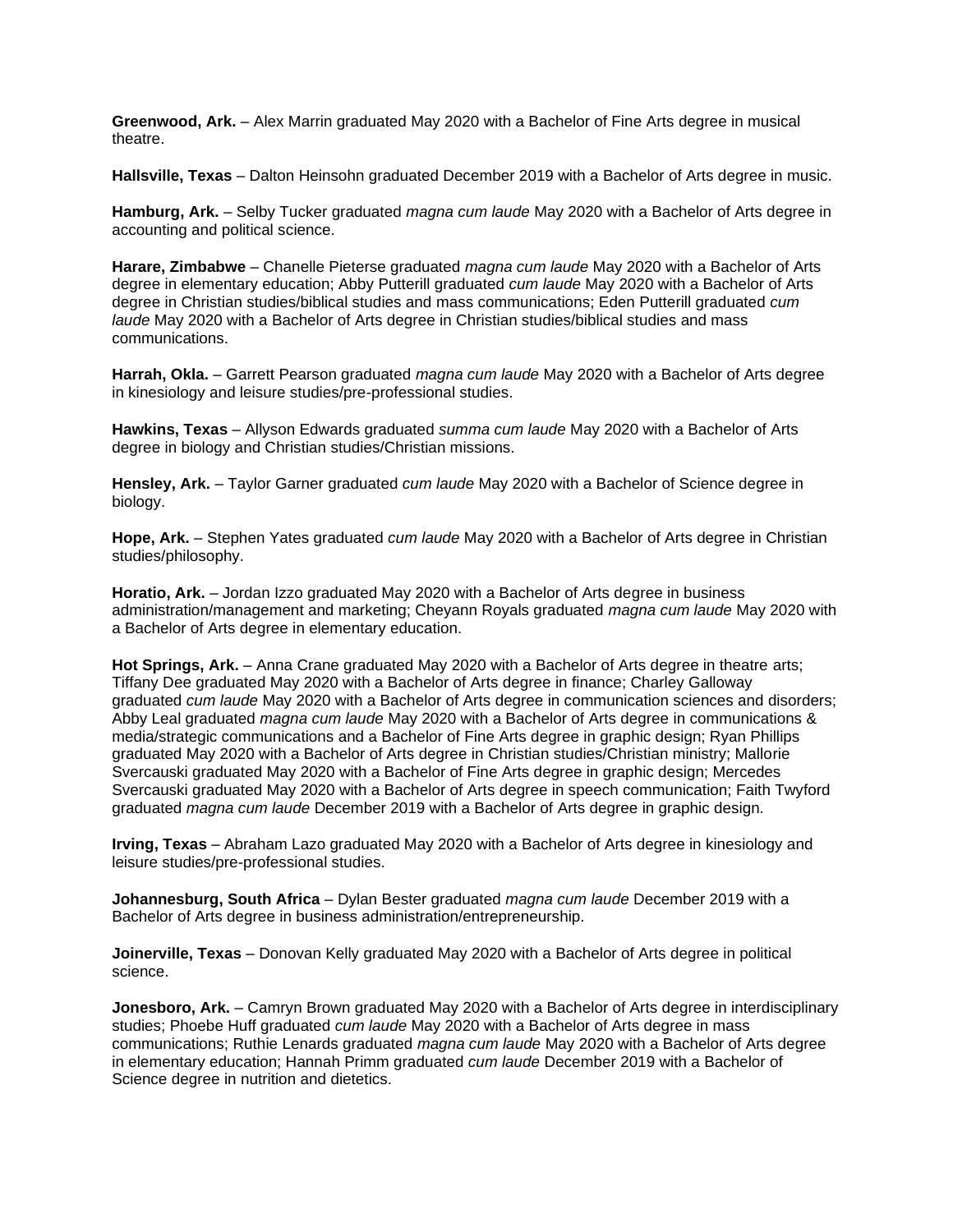**Greenwood, Ark.** – Alex Marrin graduated May 2020 with a Bachelor of Fine Arts degree in musical theatre.

**Hallsville, Texas** – Dalton Heinsohn graduated December 2019 with a Bachelor of Arts degree in music.

**Hamburg, Ark.** – Selby Tucker graduated *magna cum laude* May 2020 with a Bachelor of Arts degree in accounting and political science.

**Harare, Zimbabwe** – Chanelle Pieterse graduated *magna cum laude* May 2020 with a Bachelor of Arts degree in elementary education; Abby Putterill graduated *cum laude* May 2020 with a Bachelor of Arts degree in Christian studies/biblical studies and mass communications; Eden Putterill graduated *cum laude* May 2020 with a Bachelor of Arts degree in Christian studies/biblical studies and mass communications.

**Harrah, Okla.** – Garrett Pearson graduated *magna cum laude* May 2020 with a Bachelor of Arts degree in kinesiology and leisure studies/pre-professional studies.

**Hawkins, Texas** – Allyson Edwards graduated *summa cum laude* May 2020 with a Bachelor of Arts degree in biology and Christian studies/Christian missions.

**Hensley, Ark.** – Taylor Garner graduated *cum laude* May 2020 with a Bachelor of Science degree in biology.

**Hope, Ark.** – Stephen Yates graduated *cum laude* May 2020 with a Bachelor of Arts degree in Christian studies/philosophy.

**Horatio, Ark.** – Jordan Izzo graduated May 2020 with a Bachelor of Arts degree in business administration/management and marketing; Cheyann Royals graduated *magna cum laude* May 2020 with a Bachelor of Arts degree in elementary education.

**Hot Springs, Ark.** – Anna Crane graduated May 2020 with a Bachelor of Arts degree in theatre arts; Tiffany Dee graduated May 2020 with a Bachelor of Arts degree in finance; Charley Galloway graduated *cum laude* May 2020 with a Bachelor of Arts degree in communication sciences and disorders; Abby Leal graduated *magna cum laude* May 2020 with a Bachelor of Arts degree in communications & media/strategic communications and a Bachelor of Fine Arts degree in graphic design; Ryan Phillips graduated May 2020 with a Bachelor of Arts degree in Christian studies/Christian ministry; Mallorie Svercauski graduated May 2020 with a Bachelor of Fine Arts degree in graphic design; Mercedes Svercauski graduated May 2020 with a Bachelor of Arts degree in speech communication; Faith Twyford graduated *magna cum laude* December 2019 with a Bachelor of Arts degree in graphic design.

**Irving, Texas** – Abraham Lazo graduated May 2020 with a Bachelor of Arts degree in kinesiology and leisure studies/pre-professional studies.

**Johannesburg, South Africa** – Dylan Bester graduated *magna cum laude* December 2019 with a Bachelor of Arts degree in business administration/entrepreneurship.

**Joinerville, Texas** – Donovan Kelly graduated May 2020 with a Bachelor of Arts degree in political science.

**Jonesboro, Ark.** – Camryn Brown graduated May 2020 with a Bachelor of Arts degree in interdisciplinary studies; Phoebe Huff graduated *cum laude* May 2020 with a Bachelor of Arts degree in mass communications; Ruthie Lenards graduated *magna cum laude* May 2020 with a Bachelor of Arts degree in elementary education; Hannah Primm graduated *cum laude* December 2019 with a Bachelor of Science degree in nutrition and dietetics.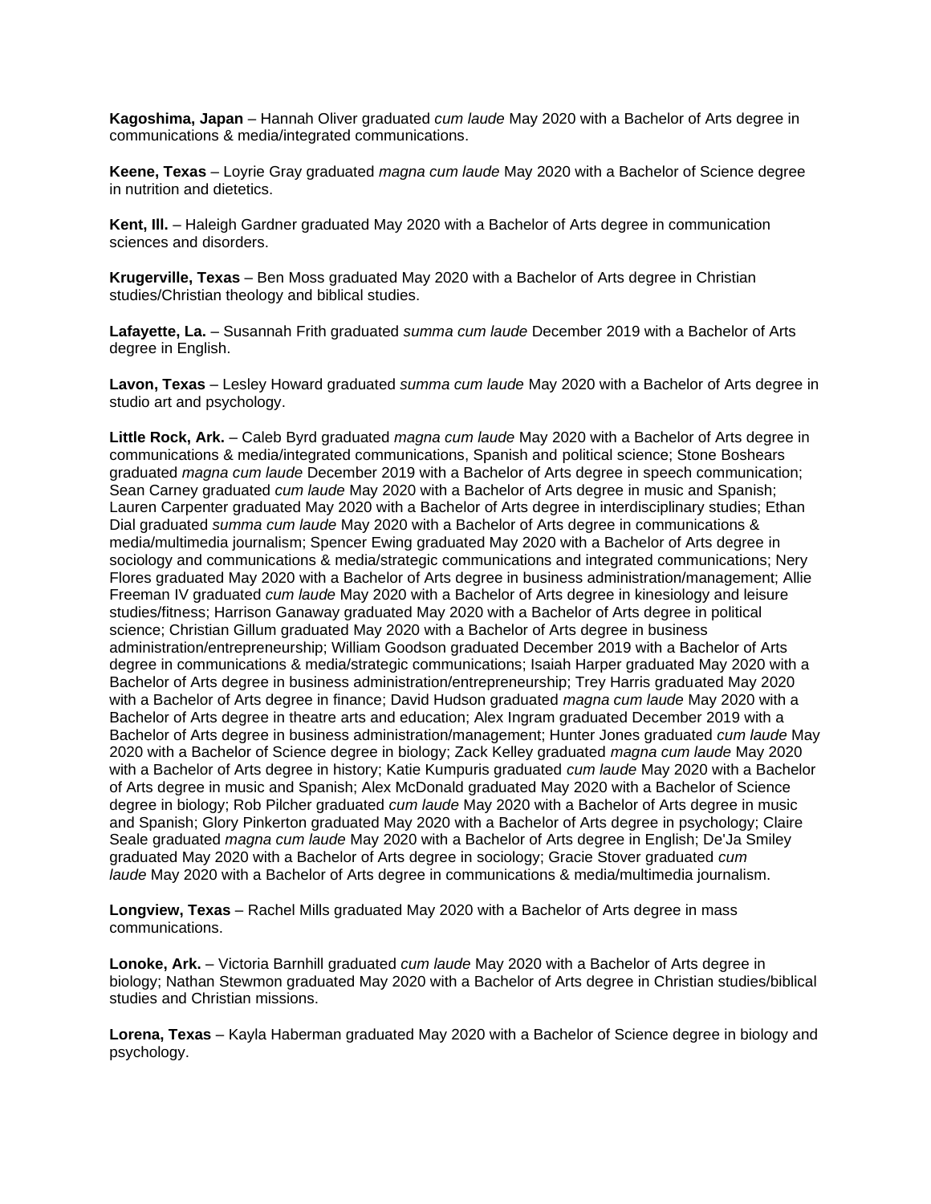**Kagoshima, Japan** – Hannah Oliver graduated *cum laude* May 2020 with a Bachelor of Arts degree in communications & media/integrated communications.

**Keene, Texas** – Loyrie Gray graduated *magna cum laude* May 2020 with a Bachelor of Science degree in nutrition and dietetics.

**Kent, Ill.** – Haleigh Gardner graduated May 2020 with a Bachelor of Arts degree in communication sciences and disorders.

**Krugerville, Texas** – Ben Moss graduated May 2020 with a Bachelor of Arts degree in Christian studies/Christian theology and biblical studies.

**Lafayette, La.** – Susannah Frith graduated *summa cum laude* December 2019 with a Bachelor of Arts degree in English.

**Lavon, Texas** – Lesley Howard graduated *summa cum laude* May 2020 with a Bachelor of Arts degree in studio art and psychology.

**Little Rock, Ark.** – Caleb Byrd graduated *magna cum laude* May 2020 with a Bachelor of Arts degree in communications & media/integrated communications, Spanish and political science; Stone Boshears graduated *magna cum laude* December 2019 with a Bachelor of Arts degree in speech communication; Sean Carney graduated *cum laude* May 2020 with a Bachelor of Arts degree in music and Spanish; Lauren Carpenter graduated May 2020 with a Bachelor of Arts degree in interdisciplinary studies; Ethan Dial graduated *summa cum laude* May 2020 with a Bachelor of Arts degree in communications & media/multimedia journalism; Spencer Ewing graduated May 2020 with a Bachelor of Arts degree in sociology and communications & media/strategic communications and integrated communications; Nery Flores graduated May 2020 with a Bachelor of Arts degree in business administration/management; Allie Freeman IV graduated *cum laude* May 2020 with a Bachelor of Arts degree in kinesiology and leisure studies/fitness; Harrison Ganaway graduated May 2020 with a Bachelor of Arts degree in political science; Christian Gillum graduated May 2020 with a Bachelor of Arts degree in business administration/entrepreneurship; William Goodson graduated December 2019 with a Bachelor of Arts degree in communications & media/strategic communications; Isaiah Harper graduated May 2020 with a Bachelor of Arts degree in business administration/entrepreneurship; Trey Harris graduated May 2020 with a Bachelor of Arts degree in finance; David Hudson graduated *magna cum laude* May 2020 with a Bachelor of Arts degree in theatre arts and education; Alex Ingram graduated December 2019 with a Bachelor of Arts degree in business administration/management; Hunter Jones graduated *cum laude* May 2020 with a Bachelor of Science degree in biology; Zack Kelley graduated *magna cum laude* May 2020 with a Bachelor of Arts degree in history; Katie Kumpuris graduated *cum laude* May 2020 with a Bachelor of Arts degree in music and Spanish; Alex McDonald graduated May 2020 with a Bachelor of Science degree in biology; Rob Pilcher graduated *cum laude* May 2020 with a Bachelor of Arts degree in music and Spanish; Glory Pinkerton graduated May 2020 with a Bachelor of Arts degree in psychology; Claire Seale graduated *magna cum laude* May 2020 with a Bachelor of Arts degree in English; De'Ja Smiley graduated May 2020 with a Bachelor of Arts degree in sociology; Gracie Stover graduated *cum laude* May 2020 with a Bachelor of Arts degree in communications & media/multimedia journalism.

**Longview, Texas** – Rachel Mills graduated May 2020 with a Bachelor of Arts degree in mass communications.

**Lonoke, Ark.** – Victoria Barnhill graduated *cum laude* May 2020 with a Bachelor of Arts degree in biology; Nathan Stewmon graduated May 2020 with a Bachelor of Arts degree in Christian studies/biblical studies and Christian missions.

**Lorena, Texas** – Kayla Haberman graduated May 2020 with a Bachelor of Science degree in biology and psychology.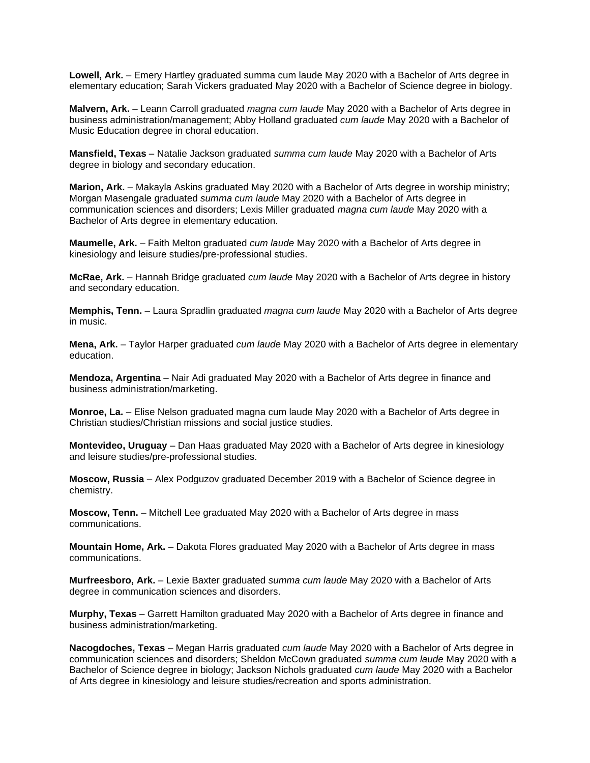**Lowell, Ark.** – Emery Hartley graduated summa cum laude May 2020 with a Bachelor of Arts degree in elementary education; Sarah Vickers graduated May 2020 with a Bachelor of Science degree in biology.

**Malvern, Ark.** – Leann Carroll graduated *magna cum laude* May 2020 with a Bachelor of Arts degree in business administration/management; Abby Holland graduated *cum laude* May 2020 with a Bachelor of Music Education degree in choral education.

**Mansfield, Texas** – Natalie Jackson graduated *summa cum laude* May 2020 with a Bachelor of Arts degree in biology and secondary education.

**Marion, Ark.** – Makayla Askins graduated May 2020 with a Bachelor of Arts degree in worship ministry; Morgan Masengale graduated *summa cum laude* May 2020 with a Bachelor of Arts degree in communication sciences and disorders; Lexis Miller graduated *magna cum laude* May 2020 with a Bachelor of Arts degree in elementary education.

**Maumelle, Ark.** – Faith Melton graduated *cum laude* May 2020 with a Bachelor of Arts degree in kinesiology and leisure studies/pre-professional studies.

**McRae, Ark.** – Hannah Bridge graduated *cum laude* May 2020 with a Bachelor of Arts degree in history and secondary education.

**Memphis, Tenn.** – Laura Spradlin graduated *magna cum laude* May 2020 with a Bachelor of Arts degree in music.

**Mena, Ark.** – Taylor Harper graduated *cum laude* May 2020 with a Bachelor of Arts degree in elementary education.

**Mendoza, Argentina** – Nair Adi graduated May 2020 with a Bachelor of Arts degree in finance and business administration/marketing.

**Monroe, La.** – Elise Nelson graduated magna cum laude May 2020 with a Bachelor of Arts degree in Christian studies/Christian missions and social justice studies.

**Montevideo, Uruguay** – Dan Haas graduated May 2020 with a Bachelor of Arts degree in kinesiology and leisure studies/pre-professional studies.

**Moscow, Russia** – Alex Podguzov graduated December 2019 with a Bachelor of Science degree in chemistry.

**Moscow, Tenn.** – Mitchell Lee graduated May 2020 with a Bachelor of Arts degree in mass communications.

**Mountain Home, Ark.** – Dakota Flores graduated May 2020 with a Bachelor of Arts degree in mass communications.

**Murfreesboro, Ark.** – Lexie Baxter graduated *summa cum laude* May 2020 with a Bachelor of Arts degree in communication sciences and disorders.

**Murphy, Texas** – Garrett Hamilton graduated May 2020 with a Bachelor of Arts degree in finance and business administration/marketing.

**Nacogdoches, Texas** – Megan Harris graduated *cum laude* May 2020 with a Bachelor of Arts degree in communication sciences and disorders; Sheldon McCown graduated *summa cum laude* May 2020 with a Bachelor of Science degree in biology; Jackson Nichols graduated *cum laude* May 2020 with a Bachelor of Arts degree in kinesiology and leisure studies/recreation and sports administration.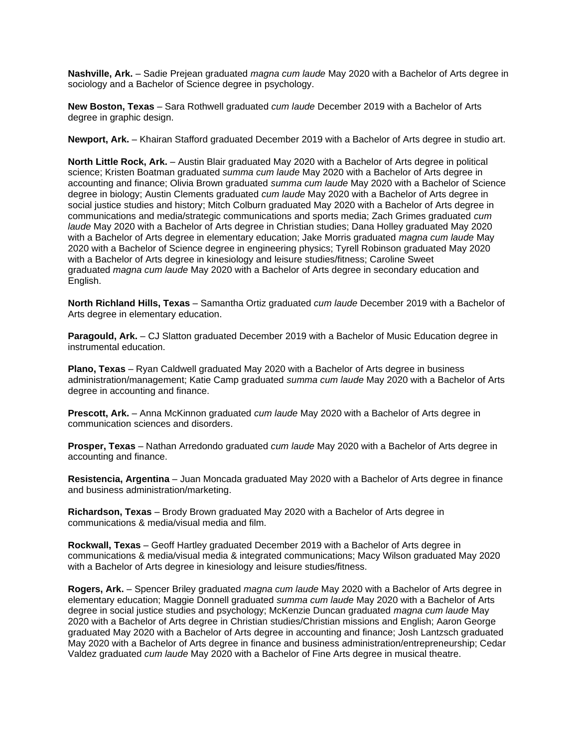**Nashville, Ark.** – Sadie Prejean graduated *magna cum laude* May 2020 with a Bachelor of Arts degree in sociology and a Bachelor of Science degree in psychology.

**New Boston, Texas** – Sara Rothwell graduated *cum laude* December 2019 with a Bachelor of Arts degree in graphic design.

**Newport, Ark.** – Khairan Stafford graduated December 2019 with a Bachelor of Arts degree in studio art.

**North Little Rock, Ark.** – Austin Blair graduated May 2020 with a Bachelor of Arts degree in political science; Kristen Boatman graduated *summa cum laude* May 2020 with a Bachelor of Arts degree in accounting and finance; Olivia Brown graduated *summa cum laude* May 2020 with a Bachelor of Science degree in biology; Austin Clements graduated *cum laude* May 2020 with a Bachelor of Arts degree in social justice studies and history; Mitch Colburn graduated May 2020 with a Bachelor of Arts degree in communications and media/strategic communications and sports media; Zach Grimes graduated *cum laude* May 2020 with a Bachelor of Arts degree in Christian studies; Dana Holley graduated May 2020 with a Bachelor of Arts degree in elementary education; Jake Morris graduated *magna cum laude* May 2020 with a Bachelor of Science degree in engineering physics; Tyrell Robinson graduated May 2020 with a Bachelor of Arts degree in kinesiology and leisure studies/fitness; Caroline Sweet graduated *magna cum laude* May 2020 with a Bachelor of Arts degree in secondary education and English.

**North Richland Hills, Texas** – Samantha Ortiz graduated *cum laude* December 2019 with a Bachelor of Arts degree in elementary education.

**Paragould, Ark.** – CJ Slatton graduated December 2019 with a Bachelor of Music Education degree in instrumental education.

**Plano, Texas** – Ryan Caldwell graduated May 2020 with a Bachelor of Arts degree in business administration/management; Katie Camp graduated *summa cum laude* May 2020 with a Bachelor of Arts degree in accounting and finance.

**Prescott, Ark.** – Anna McKinnon graduated *cum laude* May 2020 with a Bachelor of Arts degree in communication sciences and disorders.

**Prosper, Texas** – Nathan Arredondo graduated *cum laude* May 2020 with a Bachelor of Arts degree in accounting and finance.

**Resistencia, Argentina** – Juan Moncada graduated May 2020 with a Bachelor of Arts degree in finance and business administration/marketing.

**Richardson, Texas** – Brody Brown graduated May 2020 with a Bachelor of Arts degree in communications & media/visual media and film.

**Rockwall, Texas** – Geoff Hartley graduated December 2019 with a Bachelor of Arts degree in communications & media/visual media & integrated communications; Macy Wilson graduated May 2020 with a Bachelor of Arts degree in kinesiology and leisure studies/fitness.

**Rogers, Ark.** – Spencer Briley graduated *magna cum laude* May 2020 with a Bachelor of Arts degree in elementary education; Maggie Donnell graduated *summa cum laude* May 2020 with a Bachelor of Arts degree in social justice studies and psychology; McKenzie Duncan graduated *magna cum laude* May 2020 with a Bachelor of Arts degree in Christian studies/Christian missions and English; Aaron George graduated May 2020 with a Bachelor of Arts degree in accounting and finance; Josh Lantzsch graduated May 2020 with a Bachelor of Arts degree in finance and business administration/entrepreneurship; Cedar Valdez graduated *cum laude* May 2020 with a Bachelor of Fine Arts degree in musical theatre.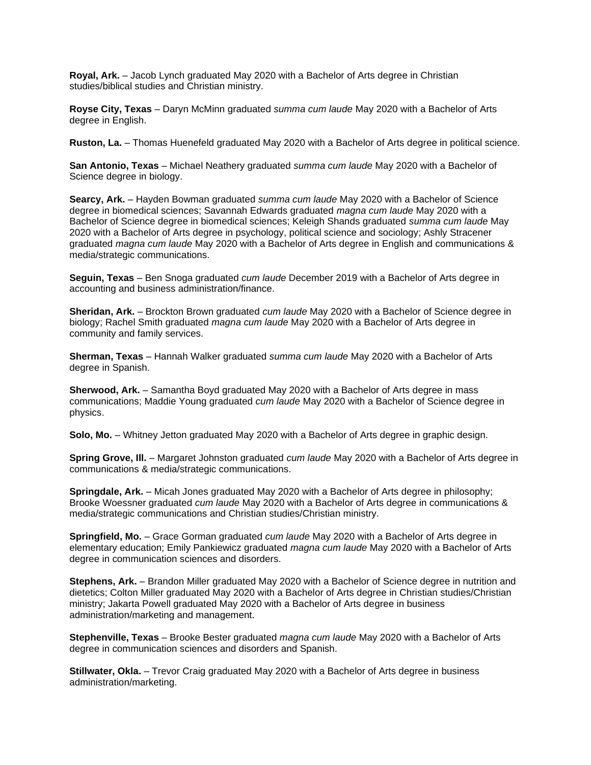**Royal, Ark.** – Jacob Lynch graduated May 2020 with a Bachelor of Arts degree in Christian studies/biblical studies and Christian ministry.

**Royse City, Texas** – Daryn McMinn graduated *summa cum laude* May 2020 with a Bachelor of Arts degree in English.

**Ruston, La.** – Thomas Huenefeld graduated May 2020 with a Bachelor of Arts degree in political science.

**San Antonio, Texas** – Michael Neathery graduated *summa cum laude* May 2020 with a Bachelor of Science degree in biology.

**Searcy, Ark.** – Hayden Bowman graduated *summa cum laude* May 2020 with a Bachelor of Science degree in biomedical sciences; Savannah Edwards graduated *magna cum laude* May 2020 with a Bachelor of Science degree in biomedical sciences; Keleigh Shands graduated *summa cum laude* May 2020 with a Bachelor of Arts degree in psychology, political science and sociology; Ashly Stracener graduated *magna cum laude* May 2020 with a Bachelor of Arts degree in English and communications & media/strategic communications.

**Seguin, Texas** – Ben Snoga graduated *cum laude* December 2019 with a Bachelor of Arts degree in accounting and business administration/finance.

**Sheridan, Ark.** – Brockton Brown graduated *cum laude* May 2020 with a Bachelor of Science degree in biology; Rachel Smith graduated *magna cum laude* May 2020 with a Bachelor of Arts degree in community and family services.

**Sherman, Texas** – Hannah Walker graduated *summa cum laude* May 2020 with a Bachelor of Arts degree in Spanish.

**Sherwood, Ark.** – Samantha Boyd graduated May 2020 with a Bachelor of Arts degree in mass communications; Maddie Young graduated *cum laude* May 2020 with a Bachelor of Science degree in physics.

**Solo, Mo.** – Whitney Jetton graduated May 2020 with a Bachelor of Arts degree in graphic design.

**Spring Grove, Ill.** – Margaret Johnston graduated *cum laude* May 2020 with a Bachelor of Arts degree in communications & media/strategic communications.

**Springdale, Ark.** – Micah Jones graduated May 2020 with a Bachelor of Arts degree in philosophy; Brooke Woessner graduated *cum laude* May 2020 with a Bachelor of Arts degree in communications & media/strategic communications and Christian studies/Christian ministry.

**Springfield, Mo.** – Grace Gorman graduated *cum laude* May 2020 with a Bachelor of Arts degree in elementary education; Emily Pankiewicz graduated *magna cum laude* May 2020 with a Bachelor of Arts degree in communication sciences and disorders.

**Stephens, Ark.** – Brandon Miller graduated May 2020 with a Bachelor of Science degree in nutrition and dietetics; Colton Miller graduated May 2020 with a Bachelor of Arts degree in Christian studies/Christian ministry; Jakarta Powell graduated May 2020 with a Bachelor of Arts degree in business administration/marketing and management.

**Stephenville, Texas** – Brooke Bester graduated *magna cum laude* May 2020 with a Bachelor of Arts degree in communication sciences and disorders and Spanish.

**Stillwater, Okla.** – Trevor Craig graduated May 2020 with a Bachelor of Arts degree in business administration/marketing.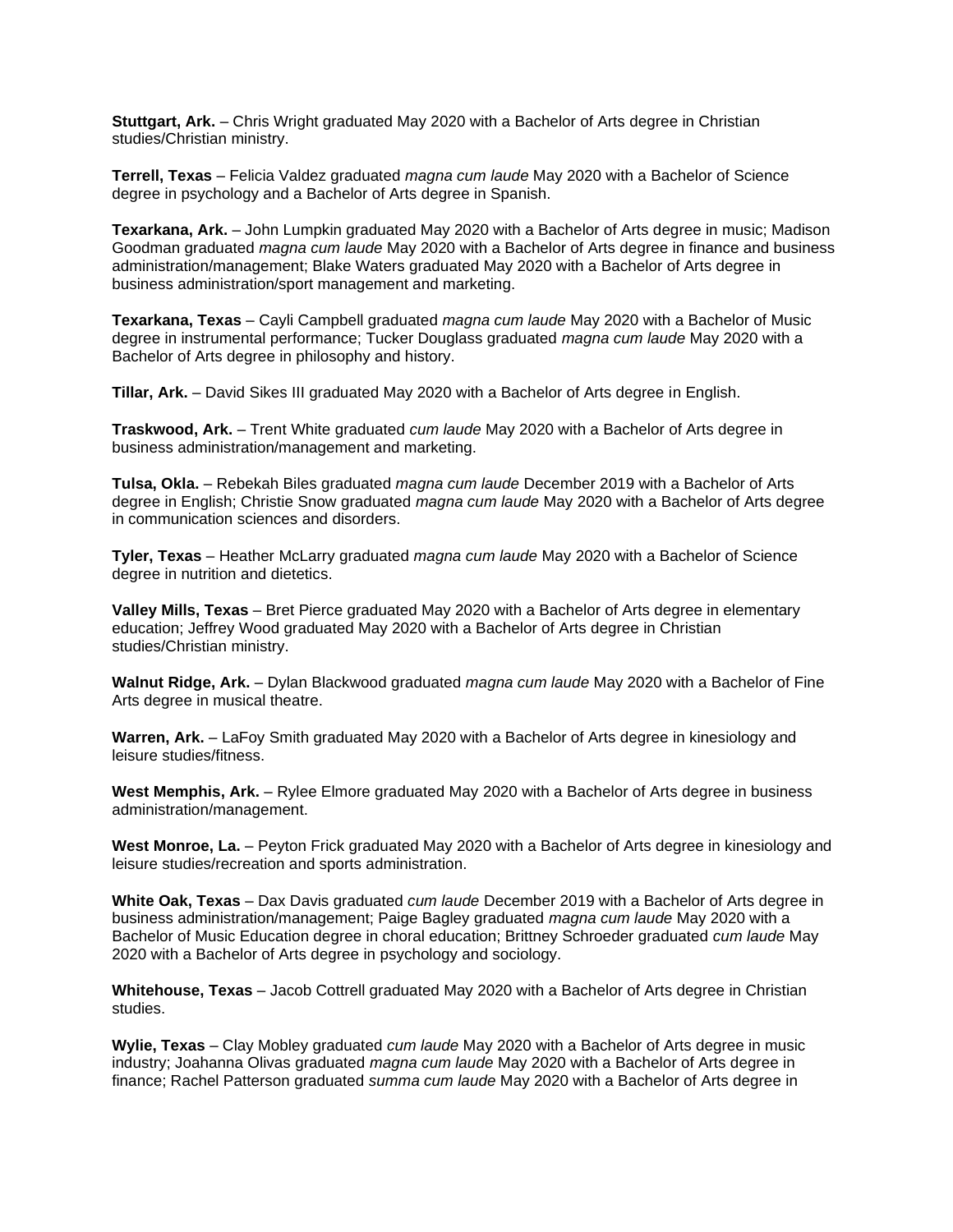**Stuttgart, Ark.** – Chris Wright graduated May 2020 with a Bachelor of Arts degree in Christian studies/Christian ministry.

**Terrell, Texas** – Felicia Valdez graduated *magna cum laude* May 2020 with a Bachelor of Science degree in psychology and a Bachelor of Arts degree in Spanish.

**Texarkana, Ark.** – John Lumpkin graduated May 2020 with a Bachelor of Arts degree in music; Madison Goodman graduated *magna cum laude* May 2020 with a Bachelor of Arts degree in finance and business administration/management; Blake Waters graduated May 2020 with a Bachelor of Arts degree in business administration/sport management and marketing.

**Texarkana, Texas** – Cayli Campbell graduated *magna cum laude* May 2020 with a Bachelor of Music degree in instrumental performance; Tucker Douglass graduated *magna cum laude* May 2020 with a Bachelor of Arts degree in philosophy and history.

**Tillar, Ark.** – David Sikes III graduated May 2020 with a Bachelor of Arts degree in English.

**Traskwood, Ark.** – Trent White graduated *cum laude* May 2020 with a Bachelor of Arts degree in business administration/management and marketing.

**Tulsa, Okla.** – Rebekah Biles graduated *magna cum laude* December 2019 with a Bachelor of Arts degree in English; Christie Snow graduated *magna cum laude* May 2020 with a Bachelor of Arts degree in communication sciences and disorders.

**Tyler, Texas** – Heather McLarry graduated *magna cum laude* May 2020 with a Bachelor of Science degree in nutrition and dietetics.

**Valley Mills, Texas** – Bret Pierce graduated May 2020 with a Bachelor of Arts degree in elementary education; Jeffrey Wood graduated May 2020 with a Bachelor of Arts degree in Christian studies/Christian ministry.

**Walnut Ridge, Ark.** – Dylan Blackwood graduated *magna cum laude* May 2020 with a Bachelor of Fine Arts degree in musical theatre.

**Warren, Ark.** – LaFoy Smith graduated May 2020 with a Bachelor of Arts degree in kinesiology and leisure studies/fitness.

**West Memphis, Ark.** – Rylee Elmore graduated May 2020 with a Bachelor of Arts degree in business administration/management.

**West Monroe, La.** – Peyton Frick graduated May 2020 with a Bachelor of Arts degree in kinesiology and leisure studies/recreation and sports administration.

**White Oak, Texas** – Dax Davis graduated *cum laude* December 2019 with a Bachelor of Arts degree in business administration/management; Paige Bagley graduated *magna cum laude* May 2020 with a Bachelor of Music Education degree in choral education; Brittney Schroeder graduated *cum laude* May 2020 with a Bachelor of Arts degree in psychology and sociology.

**Whitehouse, Texas** – Jacob Cottrell graduated May 2020 with a Bachelor of Arts degree in Christian studies.

**Wylie, Texas** – Clay Mobley graduated *cum laude* May 2020 with a Bachelor of Arts degree in music industry; Joahanna Olivas graduated *magna cum laude* May 2020 with a Bachelor of Arts degree in finance; Rachel Patterson graduated *summa cum laude* May 2020 with a Bachelor of Arts degree in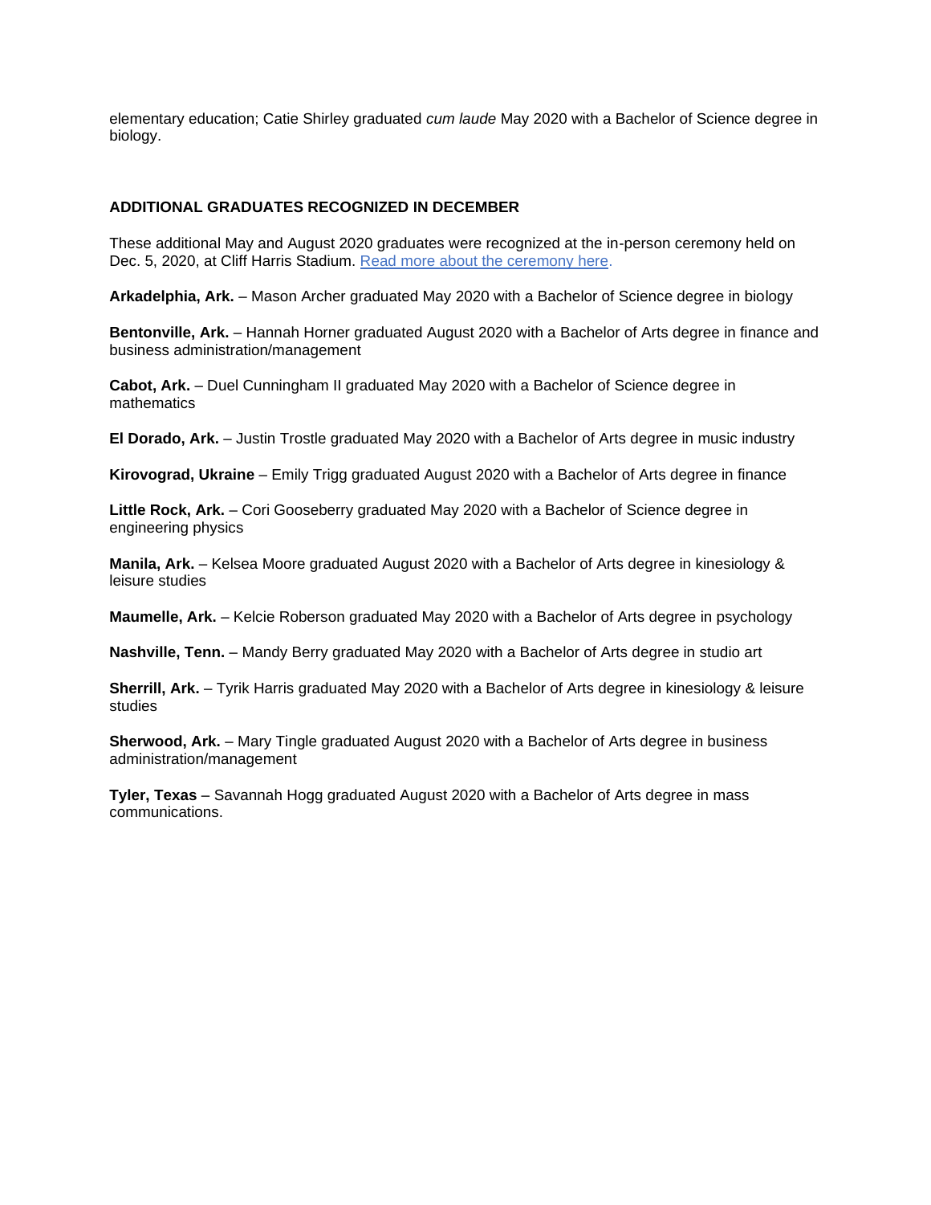elementary education; Catie Shirley graduated *cum laude* May 2020 with a Bachelor of Science degree in biology.

## ADDITIONAL GRADUATES RECOGNIZED IN DECEMBER

These additional May and August 2020 graduates were recognized at the in-person ceremony held on Dec. 5, 2020, at Cliff Harris Stadium. [Read more about the ceremony here.]

**Arkadelphia, Ark.** – Mason Archer graduated May 2020 with a Bachelor of Science degree in biology

**Bentonville, Ark.** – Hannah Horner graduated August 2020 with a Bachelor of Arts degree in finance and business administration/management

**Cabot, Ark.** – Duel Cunningham II graduated May 2020 with a Bachelor of Science degree in mathematics

**El Dorado, Ark.** – Justin Trostle graduated May 2020 with a Bachelor of Arts degree in music industry

**Kirovograd, Ukraine** – Emily Trigg graduated August 2020 with a Bachelor of Arts degree in finance

**Little Rock, Ark.** – Cori Gooseberry graduated May 2020 with a Bachelor of Science degree in engineering physics

**Manila, Ark.** – Kelsea Moore graduated August 2020 with a Bachelor of Arts degree in kinesiology & leisure studies

**Maumelle, Ark.** – Kelcie Roberson graduated May 2020 with a Bachelor of Arts degree in psychology

**Nashville, Tenn.** – Mandy Berry graduated May 2020 with a Bachelor of Arts degree in studio art

**Sherrill, Ark.** – Tyrik Harris graduated May 2020 with a Bachelor of Arts degree in kinesiology & leisure studies

**Sherwood, Ark.** – Mary Tingle graduated August 2020 with a Bachelor of Arts degree in business administration/management

**Tyler, Texas** – Savannah Hogg graduated August 2020 with a Bachelor of Arts degree in mass communications.